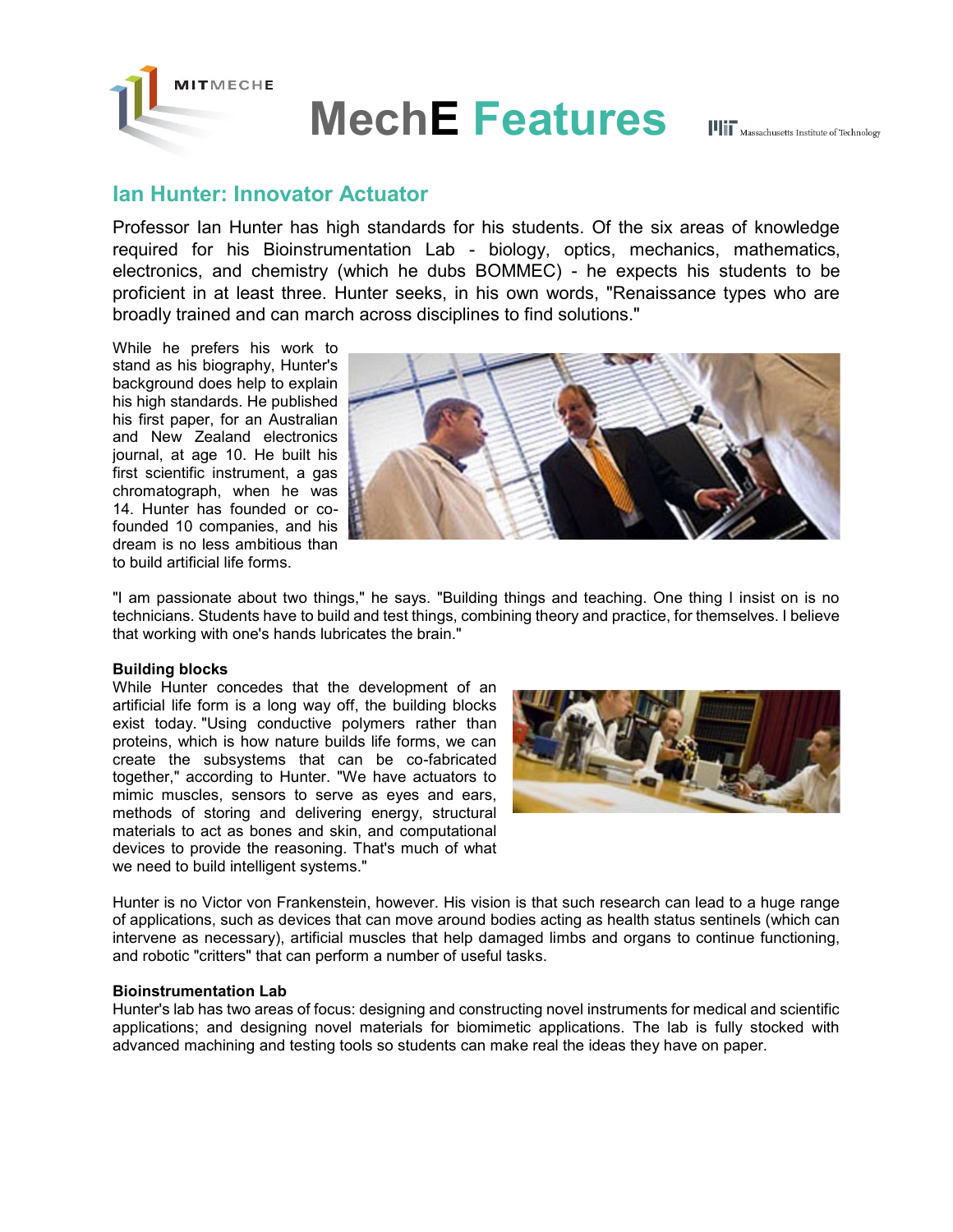# MechE Features

## Ian Hunter: Innovator Actuator

Professor Ian Hunter has high standards for his students. Of the six areas of knowledge required for his Bioinstrumentation Lab - biology, optics, mechanics, mathematics, electronics, and chemistry (which he dubs BOMMEC) - he expects his students to be proficient in at least three. Hunter seeks, in his own words, "Renaissance types who are broadly trained and can march across disciplines to find solutions."

While he prefers his work to stand as his biography, Hunter's background does help to explain his high standards. He published his first paper, for an Australian and New Zealand electronics journal, at age 10. He built his first scientific instrument, a gas chromatograph, when he was 14. Hunter has founded or co-founded 10 companies, and his dream is no less ambitious than to build artificial life forms.

"I am passionate about two things," he says. "Building things and teaching. One thing I insist on is no technicians. Students have to build and test things, combining theory and practice, for themselves. I believe that working with one's hands lubricates the brain."

**Building blocks**

While Hunter concedes that the development of an artificial life form is a long way off, the building blocks exist today. "Using conductive polymers rather than proteins, which is how nature builds life forms, we can create the subsystems that can be co-fabricated together," according to Hunter. "We have actuators to mimic muscles, sensors to serve as eyes and ears, methods of storing and delivering energy, structural materials to act as bones and skin, and computational devices to provide the reasoning. That's much of what we need to build intelligent systems."

Hunter is no Victor von Frankenstein, however. His vision is that such research can lead to a huge range of applications, such as devices that can move around bodies acting as health status sentinels (which can intervene as necessary), artificial muscles that help damaged limbs and organs to continue functioning, and robotic "critters" that can perform a number of useful tasks.

**Bioinstrumentation Lab**

Hunter's lab has two areas of focus: designing and constructing novel instruments for medical and scientific applications; and designing novel materials for biomimetic applications. The lab is fully stocked with advanced machining and testing tools so students can make real the ideas they have on paper.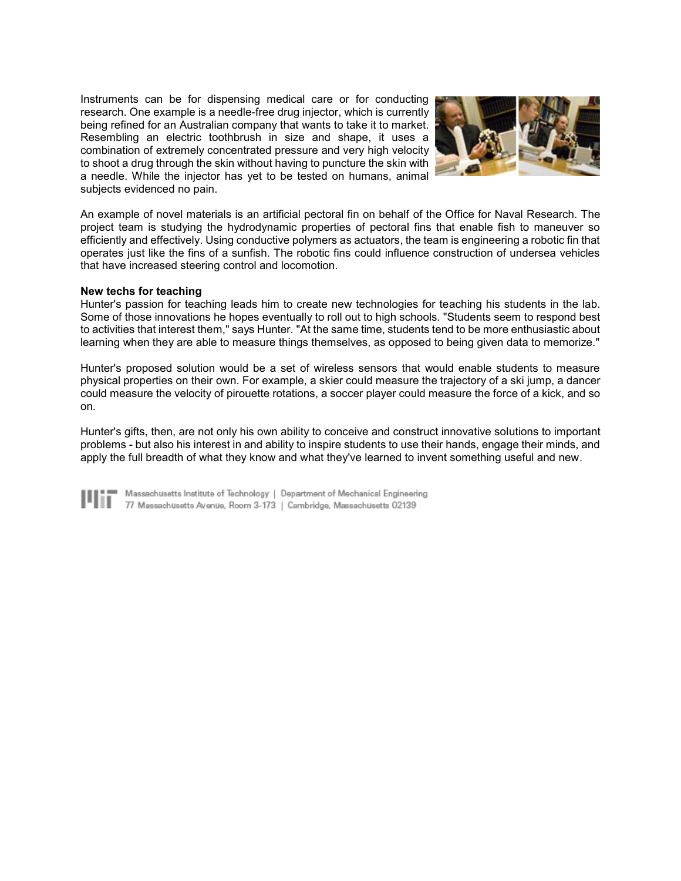Instruments can be for dispensing medical care or for conducting research. One example is a needle-free drug injector, which is currently being refined for an Australian company that wants to take it to market. Resembling an electric toothbrush in size and shape, it uses a combination of extremely concentrated pressure and very high velocity to shoot a drug through the skin without having to puncture the skin with a needle. While the injector has yet to be tested on humans, animal subjects evidenced no pain.

An example of novel materials is an artificial pectoral fin on behalf of the Office for Naval Research. The project team is studying the hydrodynamic properties of pectoral fins that enable fish to maneuver so efficiently and effectively. Using conductive polymers as actuators, the team is engineering a robotic fin that operates just like the fins of a sunfish. The robotic fins could influence construction of undersea vehicles that have increased steering control and locomotion.

**New techs for teaching**

Hunter's passion for teaching leads him to create new technologies for teaching his students in the lab. Some of those innovations he hopes eventually to roll out to high schools. "Students seem to respond best to activities that interest them," says Hunter. "At the same time, students tend to be more enthusiastic about learning when they are able to measure things themselves, as opposed to being given data to memorize."

Hunter's proposed solution would be a set of wireless sensors that would enable students to measure physical properties on their own. For example, a skier could measure the trajectory of a ski jump, a dancer could measure the velocity of pirouette rotations, a soccer player could measure the force of a kick, and so on.

Hunter's gifts, then, are not only his own ability to conceive and construct innovative solutions to important problems - but also his interest in and ability to inspire students to use their hands, engage their minds, and apply the full breadth of what they know and what they've learned to invent something useful and new.

Massachusetts Institute of Technology | Department of Mechanical Engineering
77 Massachusetts Avenue, Room 3-173 | Cambridge, Massachusetts 02139